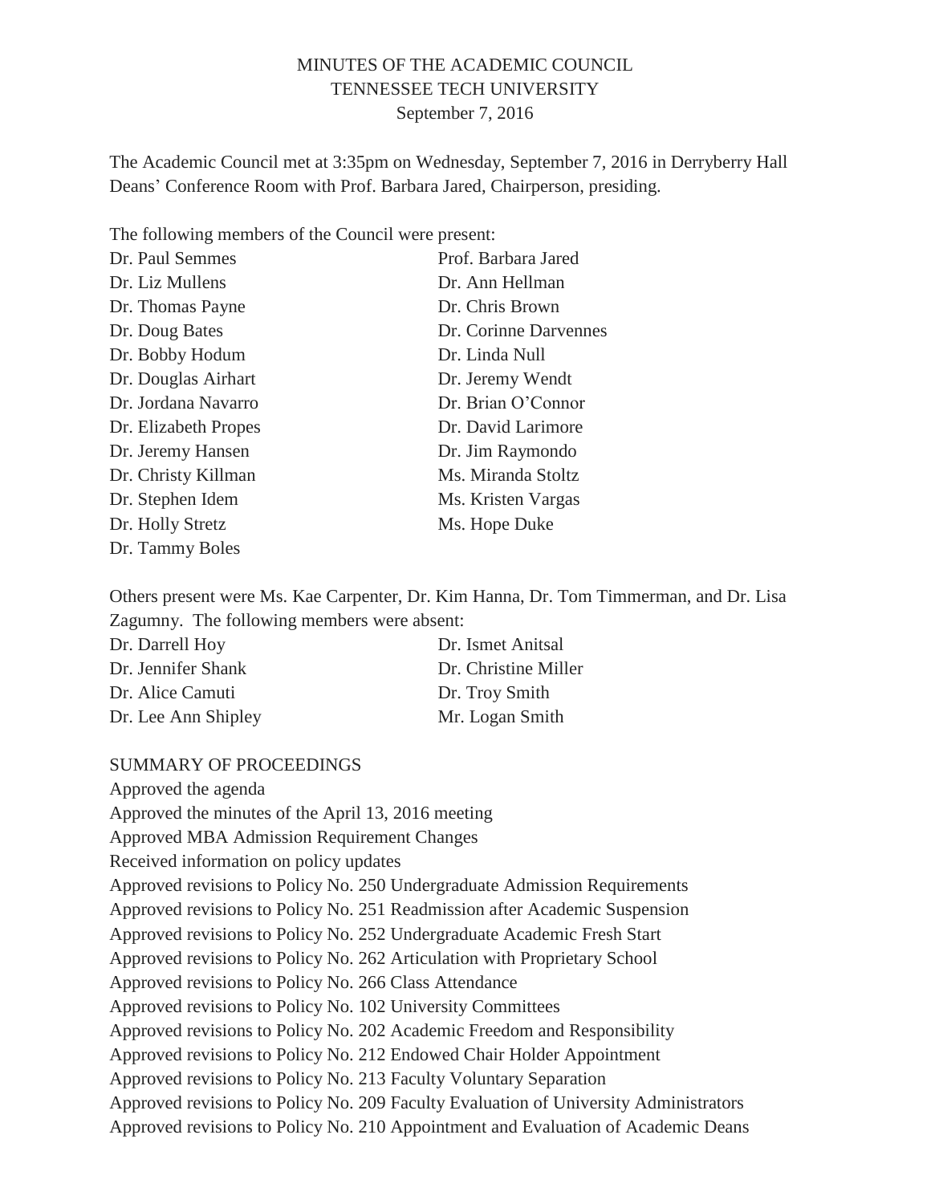# MINUTES OF THE ACADEMIC COUNCIL
## TENNESSEE TECH UNIVERSITY
### September 7, 2016

The Academic Council met at 3:35pm on Wednesday, September 7, 2016 in Derryberry Hall Deans' Conference Room with Prof. Barbara Jared, Chairperson, presiding.

The following members of the Council were present:

Dr. Paul Semmes
Dr. Liz Mullens
Dr. Thomas Payne
Dr. Doug Bates
Dr. Bobby Hodum
Dr. Douglas Airhart
Dr. Jordana Navarro
Dr. Elizabeth Propes
Dr. Jeremy Hansen
Dr. Christy Killman
Dr. Stephen Idem
Dr. Holly Stretz
Dr. Tammy Boles
Prof. Barbara Jared
Dr. Ann Hellman
Dr. Chris Brown
Dr. Corinne Darvennes
Dr. Linda Null
Dr. Jeremy Wendt
Dr. Brian O'Connor
Dr. David Larimore
Dr. Jim Raymondo
Ms. Miranda Stoltz
Ms. Kristen Vargas
Ms. Hope Duke

Others present were Ms. Kae Carpenter, Dr. Kim Hanna, Dr. Tom Timmerman, and Dr. Lisa Zagumny. The following members were absent:

Dr. Darrell Hoy
Dr. Jennifer Shank
Dr. Alice Camuti
Dr. Lee Ann Shipley
Dr. Ismet Anitsal
Dr. Christine Miller
Dr. Troy Smith
Mr. Logan Smith

SUMMARY OF PROCEEDINGS

Approved the agenda
Approved the minutes of the April 13, 2016 meeting
Approved MBA Admission Requirement Changes
Received information on policy updates
Approved revisions to Policy No. 250 Undergraduate Admission Requirements
Approved revisions to Policy No. 251 Readmission after Academic Suspension
Approved revisions to Policy No. 252 Undergraduate Academic Fresh Start
Approved revisions to Policy No. 262 Articulation with Proprietary School
Approved revisions to Policy No. 266 Class Attendance
Approved revisions to Policy No. 102 University Committees
Approved revisions to Policy No. 202 Academic Freedom and Responsibility
Approved revisions to Policy No. 212 Endowed Chair Holder Appointment
Approved revisions to Policy No. 213 Faculty Voluntary Separation
Approved revisions to Policy No. 209 Faculty Evaluation of University Administrators
Approved revisions to Policy No. 210 Appointment and Evaluation of Academic Deans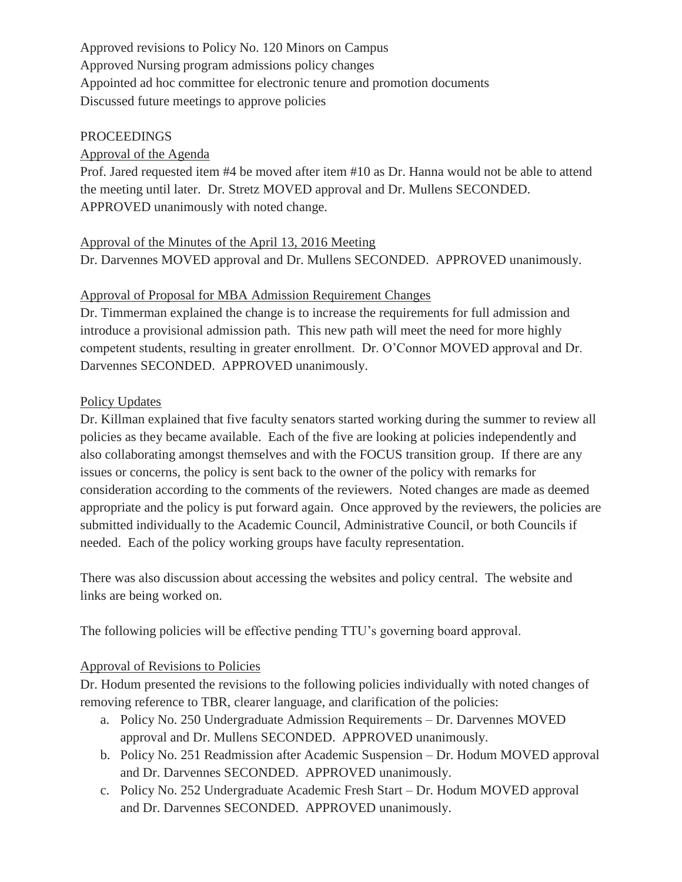Approved revisions to Policy No. 120 Minors on Campus
Approved Nursing program admissions policy changes
Appointed ad hoc committee for electronic tenure and promotion documents
Discussed future meetings to approve policies

PROCEEDINGS

Approval of the Agenda

Prof. Jared requested item #4 be moved after item #10 as Dr. Hanna would not be able to attend the meeting until later. Dr. Stretz MOVED approval and Dr. Mullens SECONDED. APPROVED unanimously with noted change.

Approval of the Minutes of the April 13, 2016 Meeting

Dr. Darvennes MOVED approval and Dr. Mullens SECONDED. APPROVED unanimously.

Approval of Proposal for MBA Admission Requirement Changes

Dr. Timmerman explained the change is to increase the requirements for full admission and introduce a provisional admission path. This new path will meet the need for more highly competent students, resulting in greater enrollment. Dr. O'Connor MOVED approval and Dr. Darvennes SECONDED. APPROVED unanimously.

Policy Updates

Dr. Killman explained that five faculty senators started working during the summer to review all policies as they became available. Each of the five are looking at policies independently and also collaborating amongst themselves and with the FOCUS transition group. If there are any issues or concerns, the policy is sent back to the owner of the policy with remarks for consideration according to the comments of the reviewers. Noted changes are made as deemed appropriate and the policy is put forward again. Once approved by the reviewers, the policies are submitted individually to the Academic Council, Administrative Council, or both Councils if needed. Each of the policy working groups have faculty representation.

There was also discussion about accessing the websites and policy central. The website and links are being worked on.

The following policies will be effective pending TTU's governing board approval.

Approval of Revisions to Policies

Dr. Hodum presented the revisions to the following policies individually with noted changes of removing reference to TBR, clearer language, and clarification of the policies:

a. Policy No. 250 Undergraduate Admission Requirements – Dr. Darvennes MOVED approval and Dr. Mullens SECONDED. APPROVED unanimously.
b. Policy No. 251 Readmission after Academic Suspension – Dr. Hodum MOVED approval and Dr. Darvennes SECONDED. APPROVED unanimously.
c. Policy No. 252 Undergraduate Academic Fresh Start – Dr. Hodum MOVED approval and Dr. Darvennes SECONDED. APPROVED unanimously.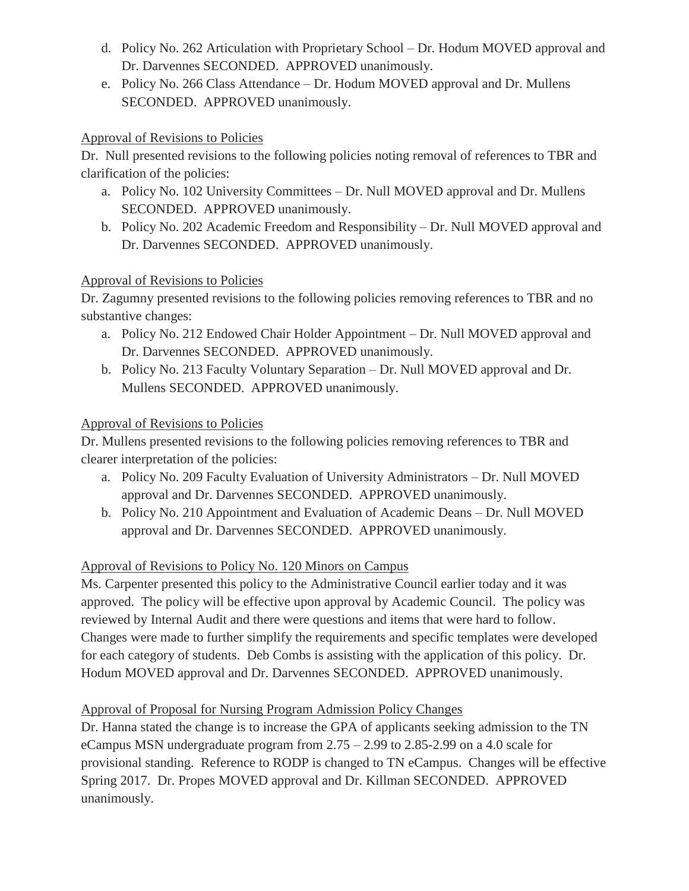d. Policy No. 262 Articulation with Proprietary School – Dr. Hodum MOVED approval and Dr. Darvennes SECONDED. APPROVED unanimously.

e. Policy No. 266 Class Attendance – Dr. Hodum MOVED approval and Dr. Mullens SECONDED. APPROVED unanimously.

Approval of Revisions to Policies

Dr. Null presented revisions to the following policies noting removal of references to TBR and clarification of the policies:

a. Policy No. 102 University Committees – Dr. Null MOVED approval and Dr. Mullens SECONDED. APPROVED unanimously.

b. Policy No. 202 Academic Freedom and Responsibility – Dr. Null MOVED approval and Dr. Darvennes SECONDED. APPROVED unanimously.

Approval of Revisions to Policies

Dr. Zagumny presented revisions to the following policies removing references to TBR and no substantive changes:

a. Policy No. 212 Endowed Chair Holder Appointment – Dr. Null MOVED approval and Dr. Darvennes SECONDED. APPROVED unanimously.

b. Policy No. 213 Faculty Voluntary Separation – Dr. Null MOVED approval and Dr. Mullens SECONDED. APPROVED unanimously.

Approval of Revisions to Policies

Dr. Mullens presented revisions to the following policies removing references to TBR and clearer interpretation of the policies:

a. Policy No. 209 Faculty Evaluation of University Administrators – Dr. Null MOVED approval and Dr. Darvennes SECONDED. APPROVED unanimously.

b. Policy No. 210 Appointment and Evaluation of Academic Deans – Dr. Null MOVED approval and Dr. Darvennes SECONDED. APPROVED unanimously.

Approval of Revisions to Policy No. 120 Minors on Campus

Ms. Carpenter presented this policy to the Administrative Council earlier today and it was approved. The policy will be effective upon approval by Academic Council. The policy was reviewed by Internal Audit and there were questions and items that were hard to follow. Changes were made to further simplify the requirements and specific templates were developed for each category of students. Deb Combs is assisting with the application of this policy. Dr. Hodum MOVED approval and Dr. Darvennes SECONDED. APPROVED unanimously.

Approval of Proposal for Nursing Program Admission Policy Changes

Dr. Hanna stated the change is to increase the GPA of applicants seeking admission to the TN eCampus MSN undergraduate program from 2.75 – 2.99 to 2.85-2.99 on a 4.0 scale for provisional standing. Reference to RODP is changed to TN eCampus. Changes will be effective Spring 2017. Dr. Propes MOVED approval and Dr. Killman SECONDED. APPROVED unanimously.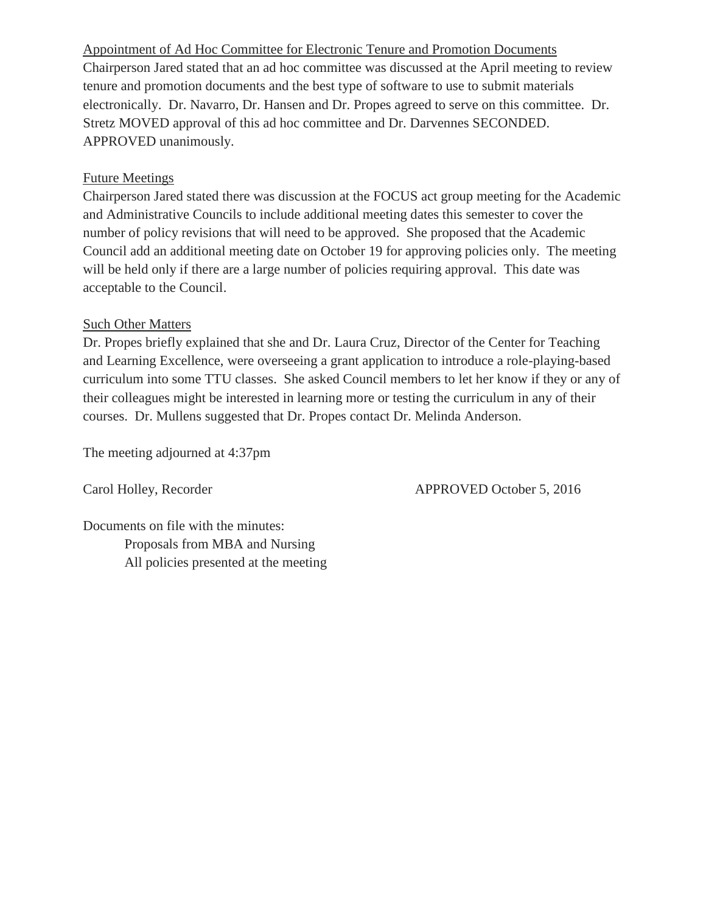<u>Appointment of Ad Hoc Committee for Electronic Tenure and Promotion Documents</u>
Chairperson Jared stated that an ad hoc committee was discussed at the April meeting to review tenure and promotion documents and the best type of software to use to submit materials electronically. Dr. Navarro, Dr. Hansen and Dr. Propes agreed to serve on this committee. Dr. Stretz MOVED approval of this ad hoc committee and Dr. Darvennes SECONDED. APPROVED unanimously.

<u>Future Meetings</u>
Chairperson Jared stated there was discussion at the FOCUS act group meeting for the Academic and Administrative Councils to include additional meeting dates this semester to cover the number of policy revisions that will need to be approved. She proposed that the Academic Council add an additional meeting date on October 19 for approving policies only. The meeting will be held only if there are a large number of policies requiring approval. This date was acceptable to the Council.

<u>Such Other Matters</u>
Dr. Propes briefly explained that she and Dr. Laura Cruz, Director of the Center for Teaching and Learning Excellence, were overseeing a grant application to introduce a role-playing-based curriculum into some TTU classes. She asked Council members to let her know if they or any of their colleagues might be interested in learning more or testing the curriculum in any of their courses. Dr. Mullens suggested that Dr. Propes contact Dr. Melinda Anderson.

The meeting adjourned at 4:37pm

Carol Holley, Recorder APPROVED October 5, 2016

Documents on file with the minutes:

- Proposals from MBA and Nursing
- All policies presented at the meeting